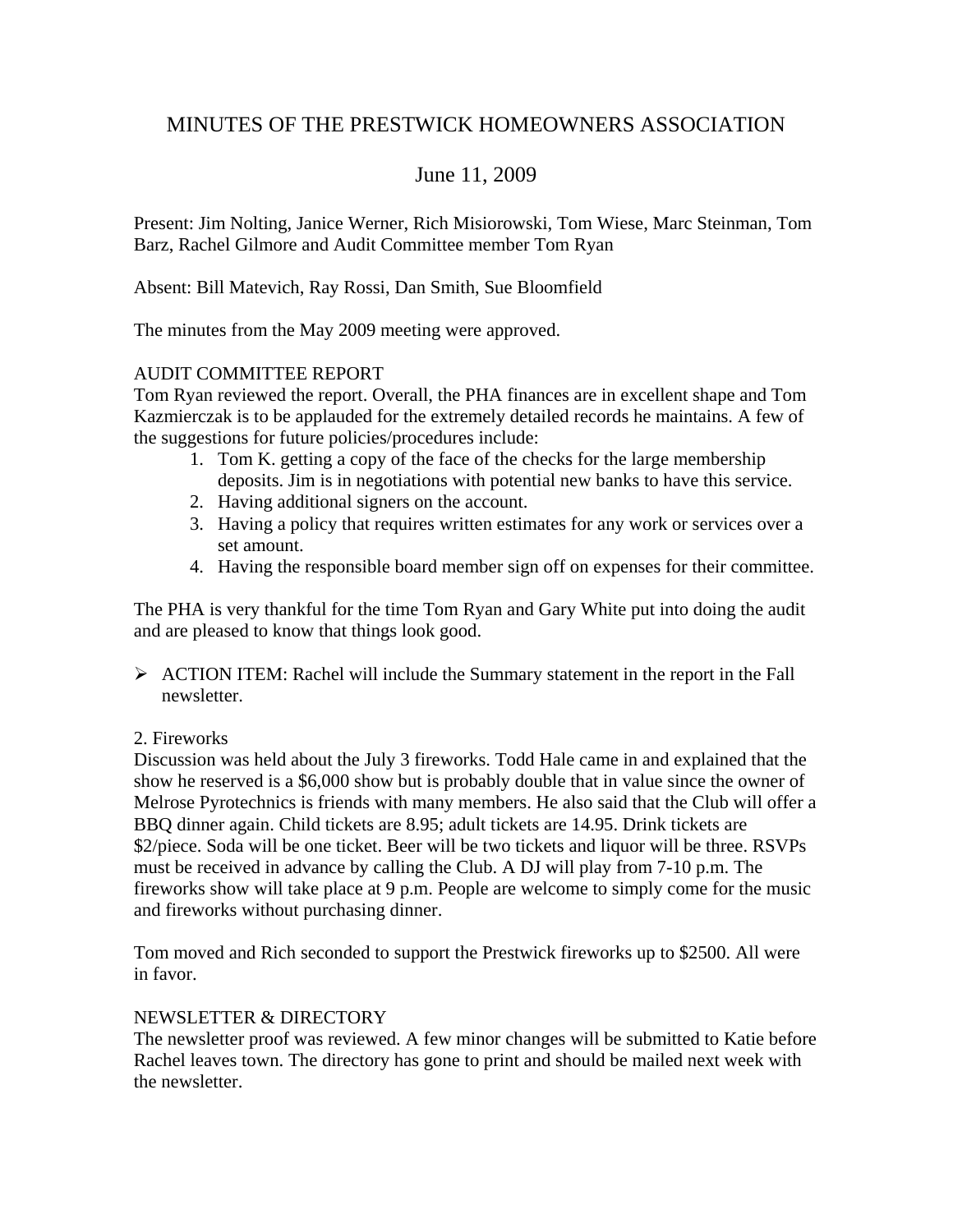# MINUTES OF THE PRESTWICK HOMEOWNERS ASSOCIATION

## June 11, 2009

Present: Jim Nolting, Janice Werner, Rich Misiorowski, Tom Wiese, Marc Steinman, Tom Barz, Rachel Gilmore and Audit Committee member Tom Ryan

Absent: Bill Matevich, Ray Rossi, Dan Smith, Sue Bloomfield

The minutes from the May 2009 meeting were approved.

AUDIT COMMITTEE REPORT
Tom Ryan reviewed the report. Overall, the PHA finances are in excellent shape and Tom Kazmierczak is to be applauded for the extremely detailed records he maintains. A few of the suggestions for future policies/procedures include:

1. Tom K. getting a copy of the face of the checks for the large membership deposits. Jim is in negotiations with potential new banks to have this service.
2. Having additional signers on the account.
3. Having a policy that requires written estimates for any work or services over a set amount.
4. Having the responsible board member sign off on expenses for their committee.

The PHA is very thankful for the time Tom Ryan and Gary White put into doing the audit and are pleased to know that things look good.

- ACTION ITEM: Rachel will include the Summary statement in the report in the Fall newsletter.

2. Fireworks
Discussion was held about the July 3 fireworks. Todd Hale came in and explained that the show he reserved is a $6,000 show but is probably double that in value since the owner of Melrose Pyrotechnics is friends with many members. He also said that the Club will offer a BBQ dinner again. Child tickets are 8.95; adult tickets are 14.95. Drink tickets are $2/piece. Soda will be one ticket. Beer will be two tickets and liquor will be three. RSVPs must be received in advance by calling the Club. A DJ will play from 7-10 p.m. The fireworks show will take place at 9 p.m. People are welcome to simply come for the music and fireworks without purchasing dinner.

Tom moved and Rich seconded to support the Prestwick fireworks up to $2500. All were in favor.

NEWSLETTER & DIRECTORY
The newsletter proof was reviewed. A few minor changes will be submitted to Katie before Rachel leaves town. The directory has gone to print and should be mailed next week with the newsletter.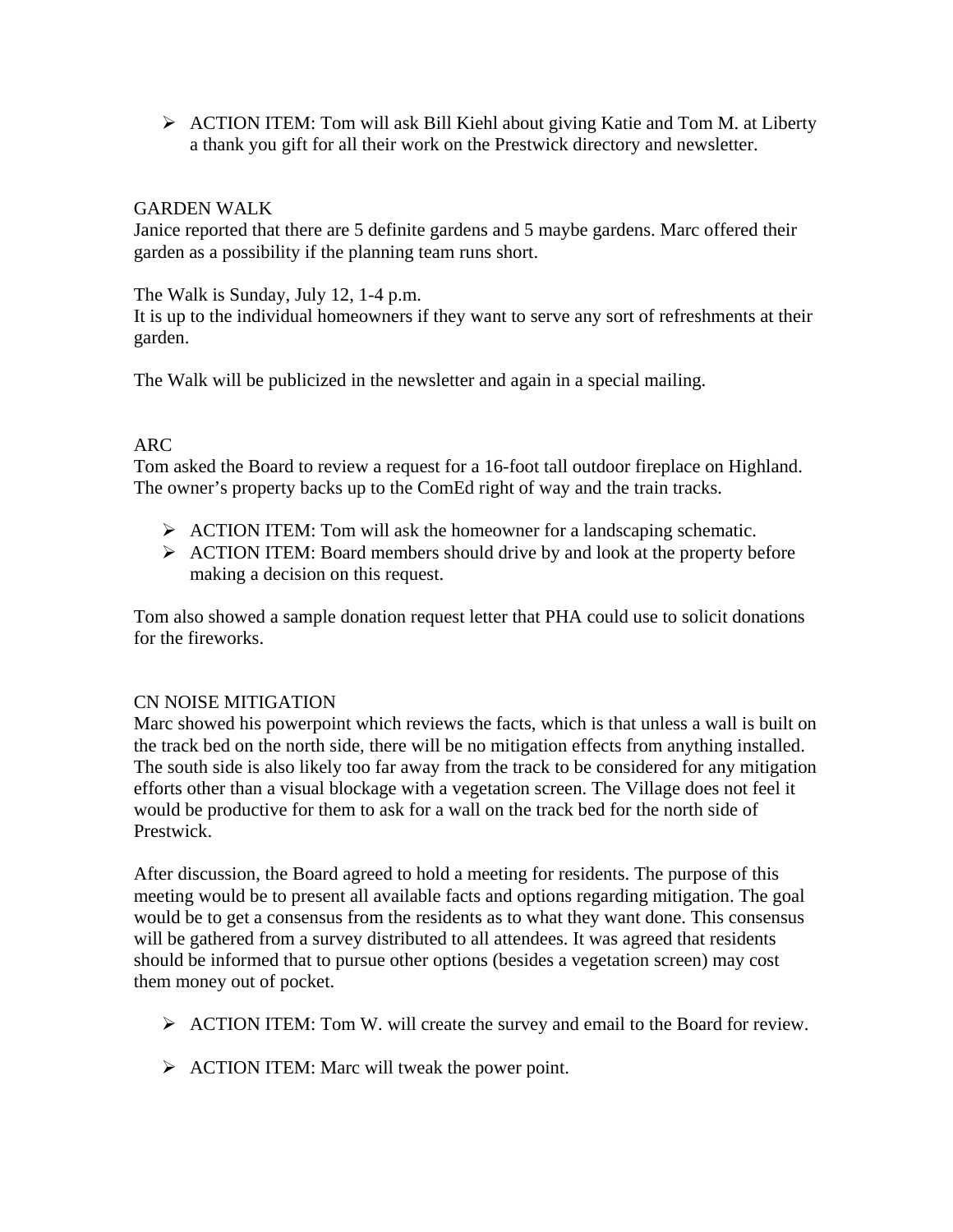- ACTION ITEM: Tom will ask Bill Kiehl about giving Katie and Tom M. at Liberty a thank you gift for all their work on the Prestwick directory and newsletter.

GARDEN WALK

Janice reported that there are 5 definite gardens and 5 maybe gardens. Marc offered their garden as a possibility if the planning team runs short.

The Walk is Sunday, July 12, 1-4 p.m.
It is up to the individual homeowners if they want to serve any sort of refreshments at their garden.

The Walk will be publicized in the newsletter and again in a special mailing.

ARC

Tom asked the Board to review a request for a 16-foot tall outdoor fireplace on Highland. The owner's property backs up to the ComEd right of way and the train tracks.

- ACTION ITEM: Tom will ask the homeowner for a landscaping schematic.
- ACTION ITEM: Board members should drive by and look at the property before making a decision on this request.

Tom also showed a sample donation request letter that PHA could use to solicit donations for the fireworks.

CN NOISE MITIGATION

Marc showed his powerpoint which reviews the facts, which is that unless a wall is built on the track bed on the north side, there will be no mitigation effects from anything installed. The south side is also likely too far away from the track to be considered for any mitigation efforts other than a visual blockage with a vegetation screen. The Village does not feel it would be productive for them to ask for a wall on the track bed for the north side of Prestwick.

After discussion, the Board agreed to hold a meeting for residents. The purpose of this meeting would be to present all available facts and options regarding mitigation. The goal would be to get a consensus from the residents as to what they want done. This consensus will be gathered from a survey distributed to all attendees. It was agreed that residents should be informed that to pursue other options (besides a vegetation screen) may cost them money out of pocket.

- ACTION ITEM: Tom W. will create the survey and email to the Board for review.

- ACTION ITEM: Marc will tweak the power point.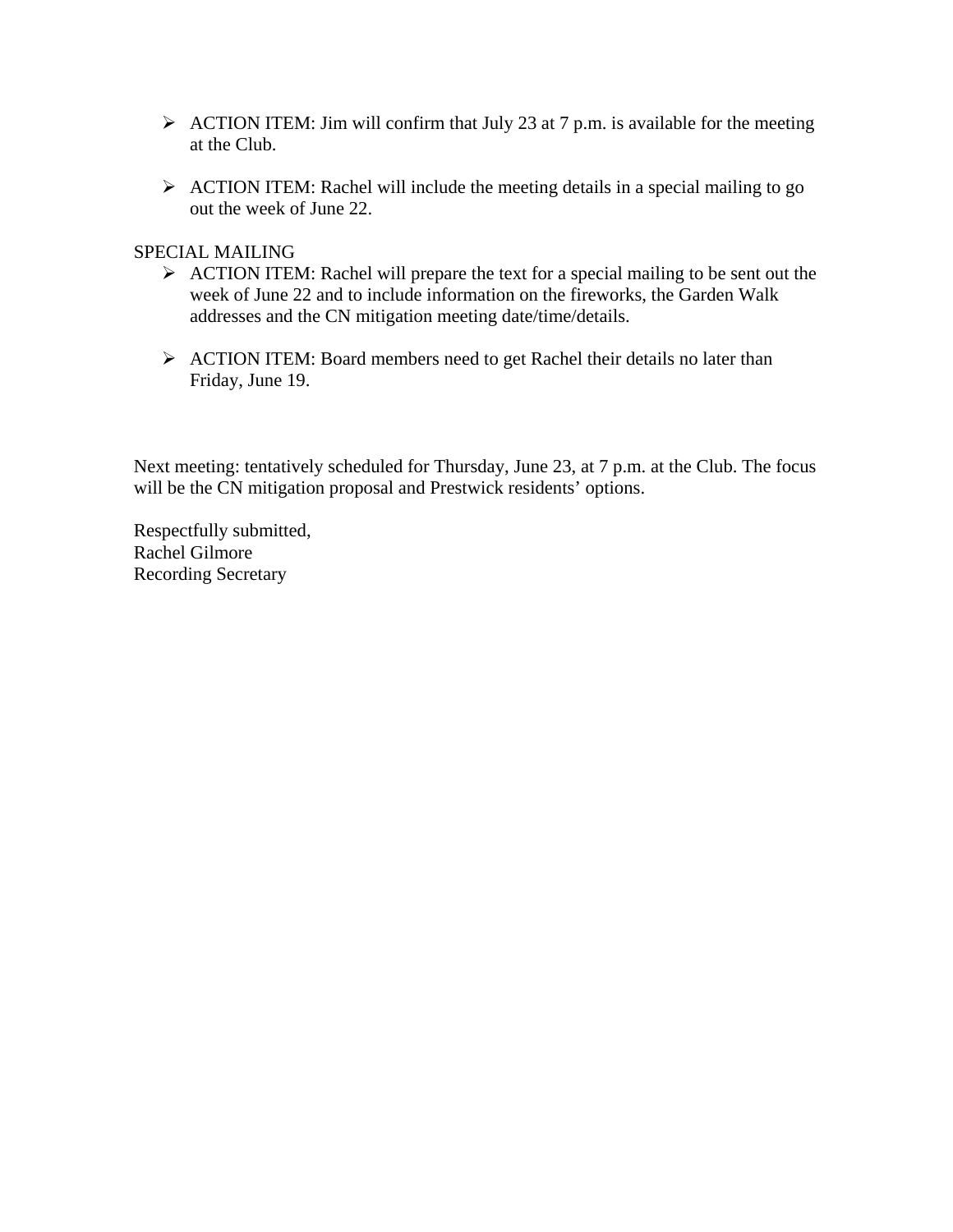- ACTION ITEM: Jim will confirm that July 23 at 7 p.m. is available for the meeting at the Club.

- ACTION ITEM: Rachel will include the meeting details in a special mailing to go out the week of June 22.

SPECIAL MAILING

- ACTION ITEM: Rachel will prepare the text for a special mailing to be sent out the week of June 22 and to include information on the fireworks, the Garden Walk addresses and the CN mitigation meeting date/time/details.

- ACTION ITEM: Board members need to get Rachel their details no later than Friday, June 19.

Next meeting: tentatively scheduled for Thursday, June 23, at 7 p.m. at the Club. The focus will be the CN mitigation proposal and Prestwick residents' options.

Respectfully submitted,
Rachel Gilmore
Recording Secretary